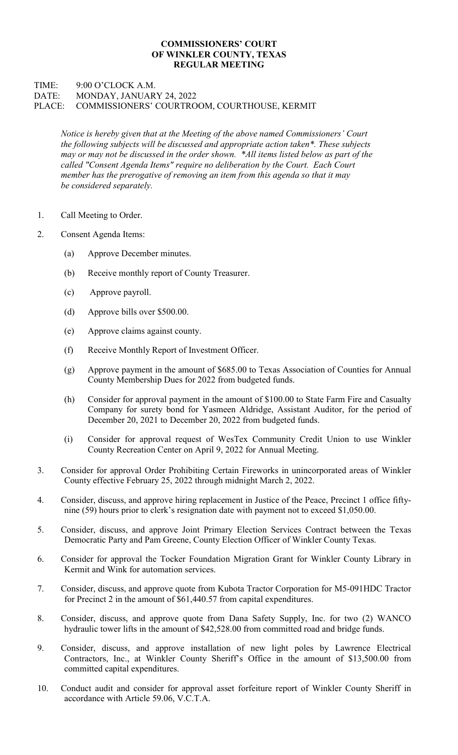**COMMISSIONERS' COURT**
**OF WINKLER COUNTY, TEXAS**
**REGULAR MEETING**

TIME: 9:00 O'CLOCK A.M.
DATE: MONDAY, JANUARY 24, 2022
PLACE: COMMISSIONERS' COURTROOM, COURTHOUSE, KERMIT

*Notice is hereby given that at the Meeting of the above named Commissioners' Court the following subjects will be discussed and appropriate action taken*. These subjects may or may not be discussed in the order shown. *All items listed below as part of the called "Consent Agenda Items" require no deliberation by the Court. Each Court member has the prerogative of removing an item from this agenda so that it may be considered separately.*

1. Call Meeting to Order.
2. Consent Agenda Items:
   - (a) Approve December minutes.
   - (b) Receive monthly report of County Treasurer.
   - (c) Approve payroll.
   - (d) Approve bills over $500.00.
   - (e) Approve claims against county.
   - (f) Receive Monthly Report of Investment Officer.
   - (g) Approve payment in the amount of $685.00 to Texas Association of Counties for Annual County Membership Dues for 2022 from budgeted funds.
   - (h) Consider for approval payment in the amount of $100.00 to State Farm Fire and Casualty Company for surety bond for Yasmeen Aldridge, Assistant Auditor, for the period of December 20, 2021 to December 20, 2022 from budgeted funds.
   - (i) Consider for approval request of WesTex Community Credit Union to use Winkler County Recreation Center on April 9, 2022 for Annual Meeting.
3. Consider for approval Order Prohibiting Certain Fireworks in unincorporated areas of Winkler County effective February 25, 2022 through midnight March 2, 2022.
4. Consider, discuss, and approve hiring replacement in Justice of the Peace, Precinct 1 office fifty-nine (59) hours prior to clerk's resignation date with payment not to exceed $1,050.00.
5. Consider, discuss, and approve Joint Primary Election Services Contract between the Texas Democratic Party and Pam Greene, County Election Officer of Winkler County Texas.
6. Consider for approval the Tocker Foundation Migration Grant for Winkler County Library in Kermit and Wink for automation services.
7. Consider, discuss, and approve quote from Kubota Tractor Corporation for M5-091HDC Tractor for Precinct 2 in the amount of $61,440.57 from capital expenditures.
8. Consider, discuss, and approve quote from Dana Safety Supply, Inc. for two (2) WANCO hydraulic tower lifts in the amount of $42,528.00 from committed road and bridge funds.
9. Consider, discuss, and approve installation of new light poles by Lawrence Electrical Contractors, Inc., at Winkler County Sheriff's Office in the amount of $13,500.00 from committed capital expenditures.
10. Conduct audit and consider for approval asset forfeiture report of Winkler County Sheriff in accordance with Article 59.06, V.C.T.A.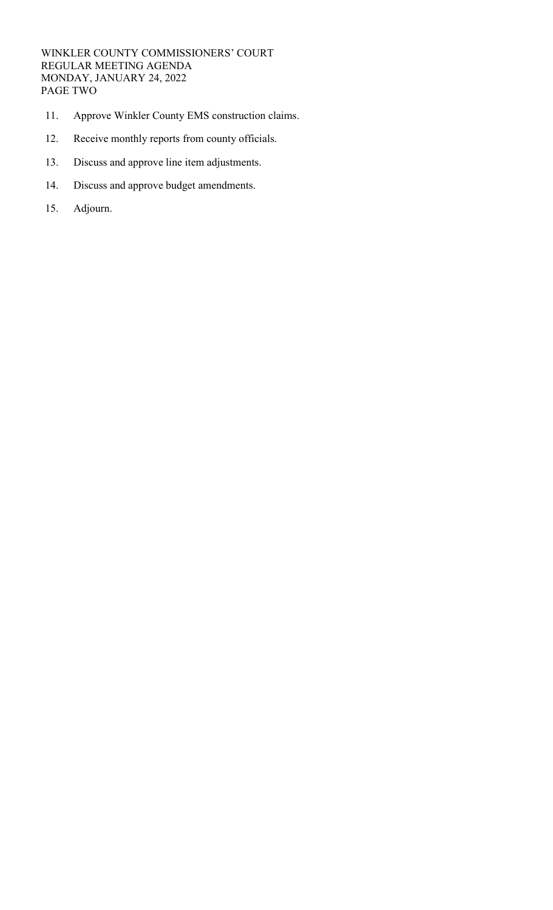11. Approve Winkler County EMS construction claims.

12. Receive monthly reports from county officials.

13. Discuss and approve line item adjustments.

14. Discuss and approve budget amendments.

15. Adjourn.